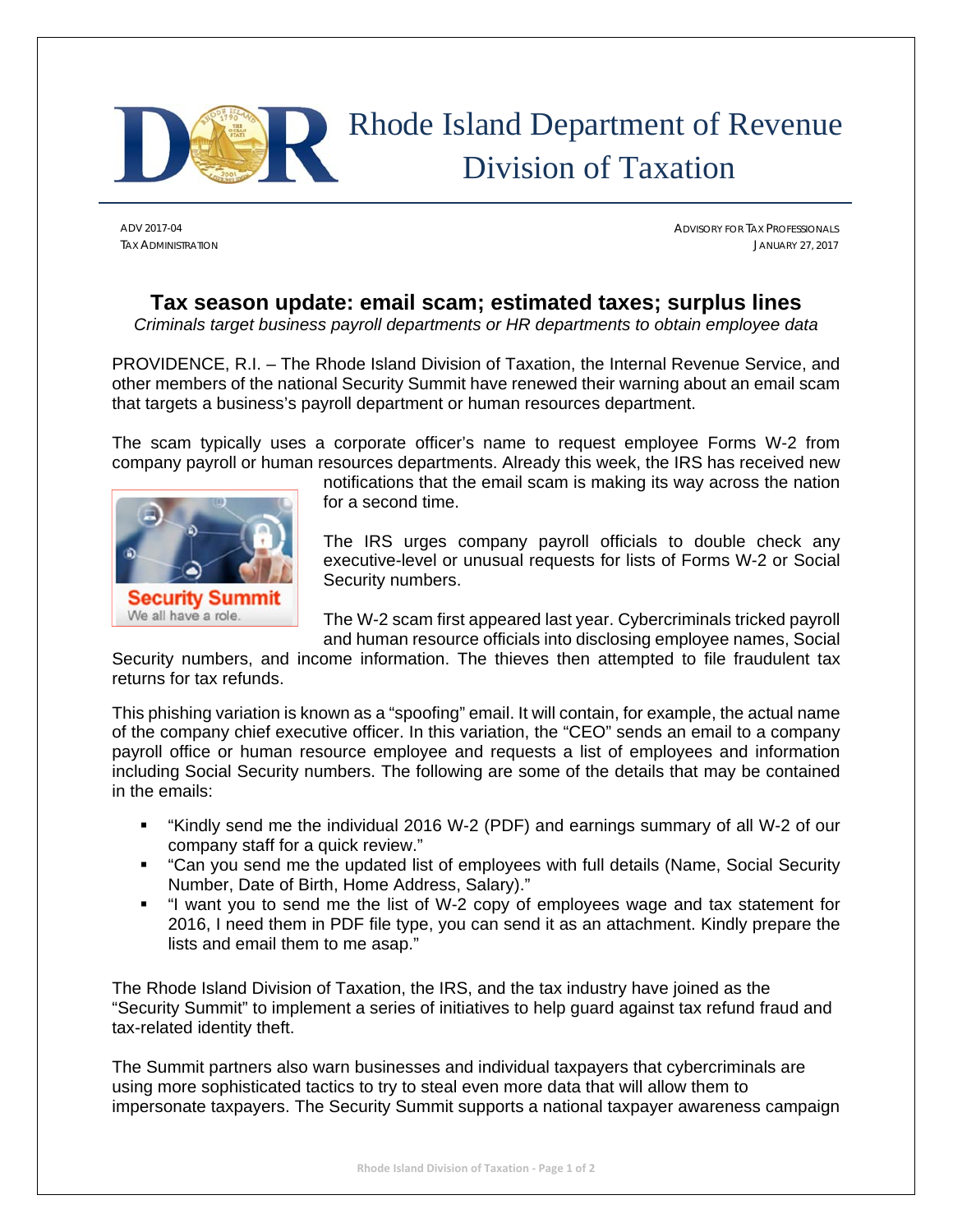# Rhode Island Department of Revenue Division of Taxation

ADV 2017-04
TAX ADMINISTRATION

ADVISORY FOR TAX PROFESSIONALS
JANUARY 27, 2017

## Tax season update: email scam; estimated taxes; surplus lines

*Criminals target business payroll departments or HR departments to obtain employee data*

PROVIDENCE, R.I. – The Rhode Island Division of Taxation, the Internal Revenue Service, and other members of the national Security Summit have renewed their warning about an email scam that targets a business's payroll department or human resources department.

The scam typically uses a corporate officer's name to request employee Forms W-2 from company payroll or human resources departments. Already this week, the IRS has received new notifications that the email scam is making its way across the nation for a second time.

The IRS urges company payroll officials to double check any executive-level or unusual requests for lists of Forms W-2 or Social Security numbers.

The W-2 scam first appeared last year. Cybercriminals tricked payroll and human resource officials into disclosing employee names, Social Security numbers, and income information. The thieves then attempted to file fraudulent tax returns for tax refunds.

This phishing variation is known as a "spoofing" email. It will contain, for example, the actual name of the company chief executive officer. In this variation, the "CEO" sends an email to a company payroll office or human resource employee and requests a list of employees and information including Social Security numbers. The following are some of the details that may be contained in the emails:

- "Kindly send me the individual 2016 W-2 (PDF) and earnings summary of all W-2 of our company staff for a quick review."
- "Can you send me the updated list of employees with full details (Name, Social Security Number, Date of Birth, Home Address, Salary)."
- "I want you to send me the list of W-2 copy of employees wage and tax statement for 2016, I need them in PDF file type, you can send it as an attachment. Kindly prepare the lists and email them to me asap."

The Rhode Island Division of Taxation, the IRS, and the tax industry have joined as the "Security Summit" to implement a series of initiatives to help guard against tax refund fraud and tax-related identity theft.

The Summit partners also warn businesses and individual taxpayers that cybercriminals are using more sophisticated tactics to try to steal even more data that will allow them to impersonate taxpayers. The Security Summit supports a national taxpayer awareness campaign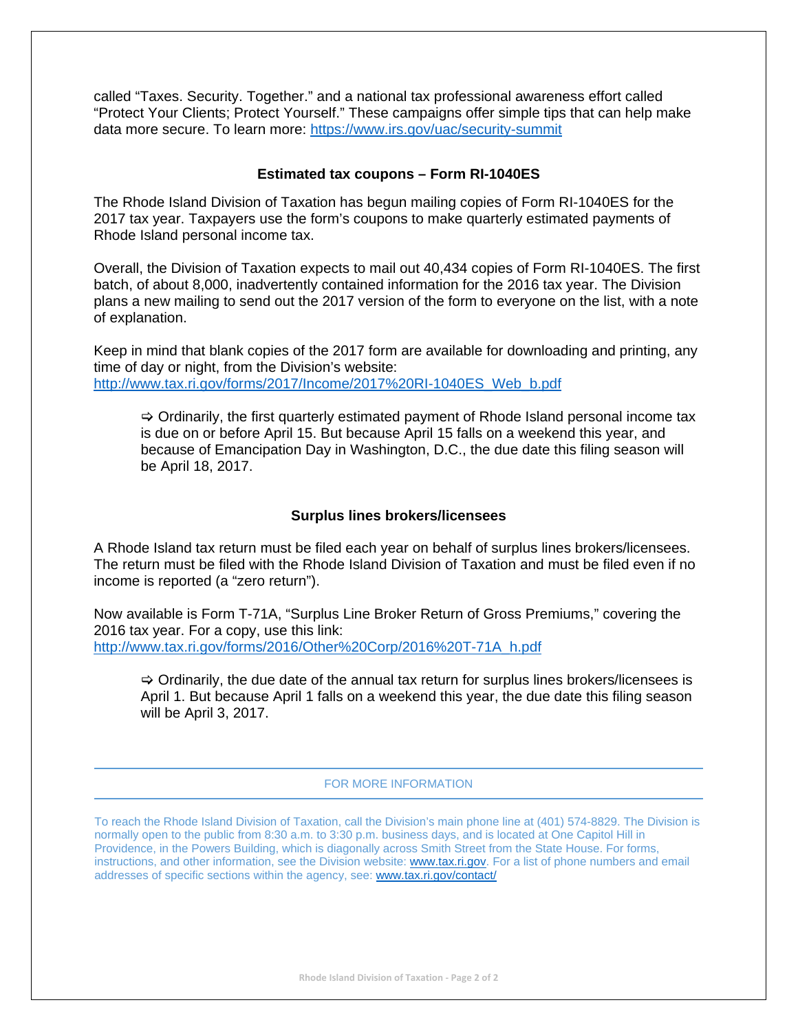called "Taxes. Security. Together." and a national tax professional awareness effort called "Protect Your Clients; Protect Yourself." These campaigns offer simple tips that can help make data more secure. To learn more: https://www.irs.gov/uac/security-summit

### Estimated tax coupons – Form RI-1040ES

The Rhode Island Division of Taxation has begun mailing copies of Form RI-1040ES for the 2017 tax year. Taxpayers use the form's coupons to make quarterly estimated payments of Rhode Island personal income tax.

Overall, the Division of Taxation expects to mail out 40,434 copies of Form RI-1040ES. The first batch, of about 8,000, inadvertently contained information for the 2016 tax year. The Division plans a new mailing to send out the 2017 version of the form to everyone on the list, with a note of explanation.

Keep in mind that blank copies of the 2017 form are available for downloading and printing, any time of day or night, from the Division's website: http://www.tax.ri.gov/forms/2017/Income/2017%20RI-1040ES_Web_b.pdf

> ⇨ Ordinarily, the first quarterly estimated payment of Rhode Island personal income tax is due on or before April 15. But because April 15 falls on a weekend this year, and because of Emancipation Day in Washington, D.C., the due date this filing season will be April 18, 2017.

### Surplus lines brokers/licensees

A Rhode Island tax return must be filed each year on behalf of surplus lines brokers/licensees. The return must be filed with the Rhode Island Division of Taxation and must be filed even if no income is reported (a "zero return").

Now available is Form T-71A, "Surplus Line Broker Return of Gross Premiums," covering the 2016 tax year. For a copy, use this link: http://www.tax.ri.gov/forms/2016/Other%20Corp/2016%20T-71A_h.pdf

> ⇨ Ordinarily, the due date of the annual tax return for surplus lines brokers/licensees is April 1. But because April 1 falls on a weekend this year, the due date this filing season will be April 3, 2017.

---

FOR MORE INFORMATION

---

To reach the Rhode Island Division of Taxation, call the Division's main phone line at (401) 574-8829. The Division is normally open to the public from 8:30 a.m. to 3:30 p.m. business days, and is located at One Capitol Hill in Providence, in the Powers Building, which is diagonally across Smith Street from the State House. For forms, instructions, and other information, see the Division website: www.tax.ri.gov. For a list of phone numbers and email addresses of specific sections within the agency, see: www.tax.ri.gov/contact/